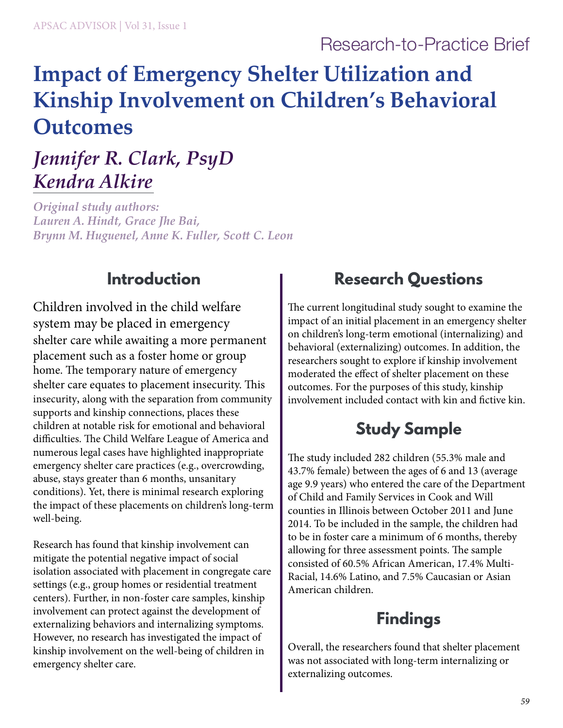Research-to-Practice Brief

# Impact of Emergency Shelter Utilization and Kinship Involvement on Children's Behavioral Outcomes

## *Jennifer R. Clark, PsyD*
## *Kendra Alkire*

***Original study authors:***
***Lauren A. Hindt, Grace Jhe Bai, Brynn M. Huguenel, Anne K. Fuller, Scott C. Leon***

## Introduction

Children involved in the child welfare system may be placed in emergency shelter care while awaiting a more permanent placement such as a foster home or group home. The temporary nature of emergency shelter care equates to placement insecurity. This insecurity, along with the separation from community supports and kinship connections, places these children at notable risk for emotional and behavioral difficulties. The Child Welfare League of America and numerous legal cases have highlighted inappropriate emergency shelter care practices (e.g., overcrowding, abuse, stays greater than 6 months, unsanitary conditions). Yet, there is minimal research exploring the impact of these placements on children's long-term well-being.

Research has found that kinship involvement can mitigate the potential negative impact of social isolation associated with placement in congregate care settings (e.g., group homes or residential treatment centers). Further, in non-foster care samples, kinship involvement can protect against the development of externalizing behaviors and internalizing symptoms. However, no research has investigated the impact of kinship involvement on the well-being of children in emergency shelter care.

## Research Questions

The current longitudinal study sought to examine the impact of an initial placement in an emergency shelter on children's long-term emotional (internalizing) and behavioral (externalizing) outcomes. In addition, the researchers sought to explore if kinship involvement moderated the effect of shelter placement on these outcomes. For the purposes of this study, kinship involvement included contact with kin and fictive kin.

## Study Sample

The study included 282 children (55.3% male and 43.7% female) between the ages of 6 and 13 (average age 9.9 years) who entered the care of the Department of Child and Family Services in Cook and Will counties in Illinois between October 2011 and June 2014. To be included in the sample, the children had to be in foster care a minimum of 6 months, thereby allowing for three assessment points. The sample consisted of 60.5% African American, 17.4% Multi-Racial, 14.6% Latino, and 7.5% Caucasian or Asian American children.

## Findings

Overall, the researchers found that shelter placement was not associated with long-term internalizing or externalizing outcomes.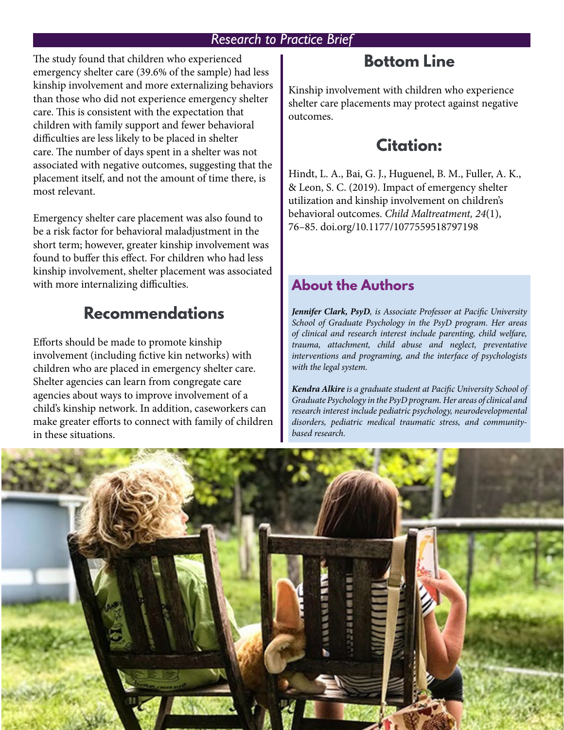The study found that children who experienced emergency shelter care (39.6% of the sample) had less kinship involvement and more externalizing behaviors than those who did not experience emergency shelter care. This is consistent with the expectation that children with family support and fewer behavioral difficulties are less likely to be placed in shelter care. The number of days spent in a shelter was not associated with negative outcomes, suggesting that the placement itself, and not the amount of time there, is most relevant.

Emergency shelter care placement was also found to be a risk factor for behavioral maladjustment in the short term; however, greater kinship involvement was found to buffer this effect. For children who had less kinship involvement, shelter placement was associated with more internalizing difficulties.

## Recommendations

Efforts should be made to promote kinship involvement (including fictive kin networks) with children who are placed in emergency shelter care. Shelter agencies can learn from congregate care agencies about ways to improve involvement of a child's kinship network. In addition, caseworkers can make greater efforts to connect with family of children in these situations.

## Bottom Line

Kinship involvement with children who experience shelter care placements may protect against negative outcomes.

## Citation:

Hindt, L. A., Bai, G. J., Huguenel, B. M., Fuller, A. K., & Leon, S. C. (2019). Impact of emergency shelter utilization and kinship involvement on children's behavioral outcomes. *Child Maltreatment, 24*(1), 76–85. doi.org/10.1177/1077559518797198

## About the Authors

***Jennifer Clark, PsyD**, is Associate Professor at Pacific University School of Graduate Psychology in the PsyD program. Her areas of clinical and research interest include parenting, child welfare, trauma, attachment, child abuse and neglect, preventative interventions and programing, and the interface of psychologists with the legal system.*

***Kendra Alkire** is a graduate student at Pacific University School of Graduate Psychology in the PsyD program. Her areas of clinical and research interest include pediatric psychology, neurodevelopmental disorders, pediatric medical traumatic stress, and community-based research.*